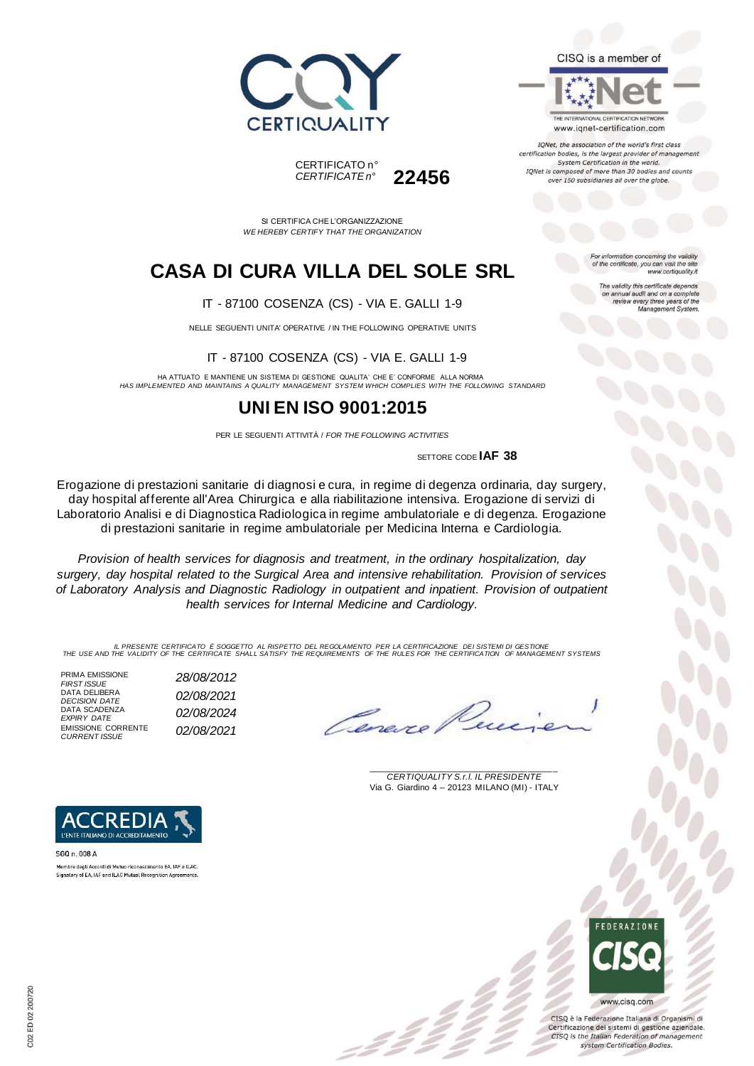CERTIQUALITY

CISQ is a member of

THE INTERNATIONAL CERTIFICATION NETWORK
www.iqnet-certification.com

*IQNet, the association of the world's first class certification bodies, is the largest provider of management System Certification in the world. IQNet is composed of more than 30 bodies and counts over 150 subsidiaries all over the globe.*

CERTIFICATO n°
*CERTIFICATE n°* **22456**

SI CERTIFICA CHE L'ORGANIZZAZIONE
*WE HEREBY CERTIFY THAT THE ORGANIZATION*

# CASA DI CURA VILLA DEL SOLE SRL

IT - 87100 COSENZA (CS) - VIA E. GALLI 1-9

NELLE SEGUENTI UNITA' OPERATIVE / IN THE FOLLOWING OPERATIVE UNITS

IT - 87100 COSENZA (CS) - VIA E. GALLI 1-9

HA ATTUATO E MANTIENE UN SISTEMA DI GESTIONE QUALITA' CHE E' CONFORME ALLA NORMA
*HAS IMPLEMENTED AND MAINTAINS A QUALITY MANAGEMENT SYSTEM WHICH COMPLIES WITH THE FOLLOWING STANDARD*

# UNI EN ISO 9001:2015

PER LE SEGUENTI ATTIVITÀ / *FOR THE FOLLOWING ACTIVITIES*

SETTORE CODE **IAF 38**

Erogazione di prestazioni sanitarie di diagnosi e cura, in regime di degenza ordinaria, day surgery, day hospital afferente all'Area Chirurgica e alla riabilitazione intensiva. Erogazione di servizi di Laboratorio Analisi e di Diagnostica Radiologica in regime ambulatoriale e di degenza. Erogazione di prestazioni sanitarie in regime ambulatoriale per Medicina Interna e Cardiologia.

*Provision of health services for diagnosis and treatment, in the ordinary hospitalization, day surgery, day hospital related to the Surgical Area and intensive rehabilitation. Provision of services of Laboratory Analysis and Diagnostic Radiology in outpatient and inpatient. Provision of outpatient health services for Internal Medicine and Cardiology.*

*IL PRESENTE CERTIFICATO È SOGGETTO AL RISPETTO DEL REGOLAMENTO PER LA CERTIFICAZIONE DEI SISTEMI DI GESTIONE*
*THE USE AND THE VALIDITY OF THE CERTIFICATE SHALL SATISFY THE REQUIREMENTS OF THE RULES FOR THE CERTIFICATION OF MANAGEMENT SYSTEMS*

| | |
|---|---|
| PRIMA EMISSIONE *FIRST ISSUE* | *28/08/2012* |
| DATA DELIBERA *DECISION DATE* | *02/08/2021* |
| DATA SCADENZA *EXPIRY DATE* | *02/08/2024* |
| EMISSIONE CORRENTE *CURRENT ISSUE* | *02/08/2021* |

*CERTIQUALITY S.r.l. IL PRESIDENTE*
Via G. Giardino 4 – 20123 MILANO (MI) - ITALY

*For information concerning the validity of the certificate, you can visit the site www.certiquality.it*

*The validity this certificate depends on annual audit and on a complete review every three years of the Management System.*

ACCREDIA
L'ENTE ITALIANO DI ACCREDITAMENTO

SGQ n. 008 A

Membro degli Accordi di Mutuo riconoscimento EA, IAF e ILAC.
Signatory of EA, IAF and ILAC Mutual Recognition Agreements.

FEDERAZIONE CISQ

www.cisq.com

CISQ è la Federazione Italiana di Organismi di Certificazione dei sistemi di gestione aziendale.
*CISQ is the Italian Federation of management system Certification Bodies.*

C02 ED 02 200720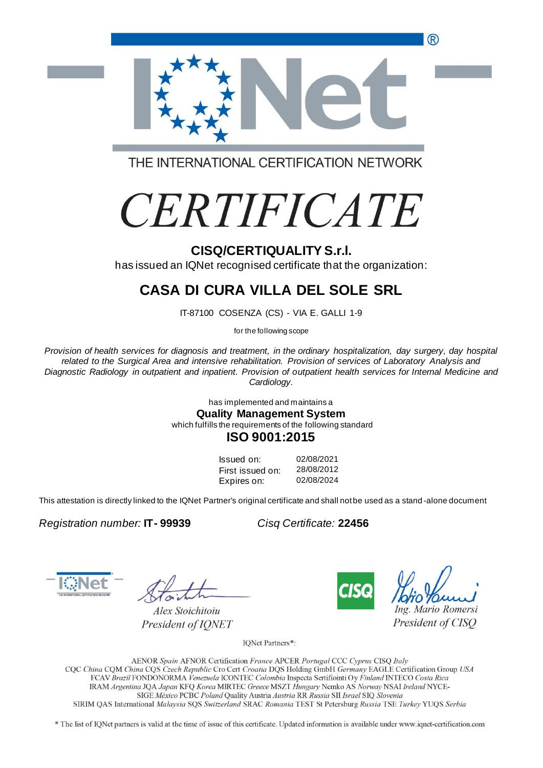THE INTERNATIONAL CERTIFICATION NETWORK

# CERTIFICATE

## CISQ/CERTIQUALITY S.r.l.

has issued an IQNet recognised certificate that the organization:

## CASA DI CURA VILLA DEL SOLE SRL

IT-87100 COSENZA (CS) - VIA E. GALLI 1-9

for the following scope

*Provision of health services for diagnosis and treatment, in the ordinary hospitalization, day surgery, day hospital related to the Surgical Area and intensive rehabilitation. Provision of services of Laboratory Analysis and Diagnostic Radiology in outpatient and inpatient. Provision of outpatient health services for Internal Medicine and Cardiology.*

has implemented and maintains a

**Quality Management System**

which fulfills the requirements of the following standard

**ISO 9001:2015**

| | |
|---|---|
| Issued on: | 02/08/2021 |
| First issued on: | 28/08/2012 |
| Expires on: | 02/08/2024 |

This attestation is directly linked to the IQNet Partner's original certificate and shall not be used as a stand-alone document

*Registration number:* **IT - 99939** *Cisq Certificate:* **22456**

*Alex Stoichitoiu*
*President of IQNET*

*Ing. Mario Romersi*
*President of CISQ*

IQNet Partners*:

AENOR *Spain* AFNOR Certification *France* APCER *Portugal* CCC *Cyprus* CISQ *Italy*
CQC *China* CQM *China* CQS *Czech Republic* Cro Cert *Croatia* DQS Holding GmbH *Germany* EAGLE Certification Group *USA*
FCAV *Brazil* FONDONORMA *Venezuela* ICONTEC *Colombia* Inspecta Sertifiointi Oy *Finland* INTECO *Costa Rica*
IRAM *Argentina* JQA *Japan* KFQ *Korea* MIRTEC *Greece* MSZT *Hungary* Nemko AS *Norway* NSAI *Ireland* NYCE-SIGE *México* PCBC *Poland* Quality Austria *Austria* RR *Russia* SII *Israel* SIQ *Slovenia*
SIRIM QAS International *Malaysia* SQS *Switzerland* SRAC *Romania* TEST St Petersburg *Russia* TSE *Turkey* YUQS *Serbia*

* The list of IQNet partners is valid at the time of issue of this certificate. Updated information is available under www.iqnet-certification.com